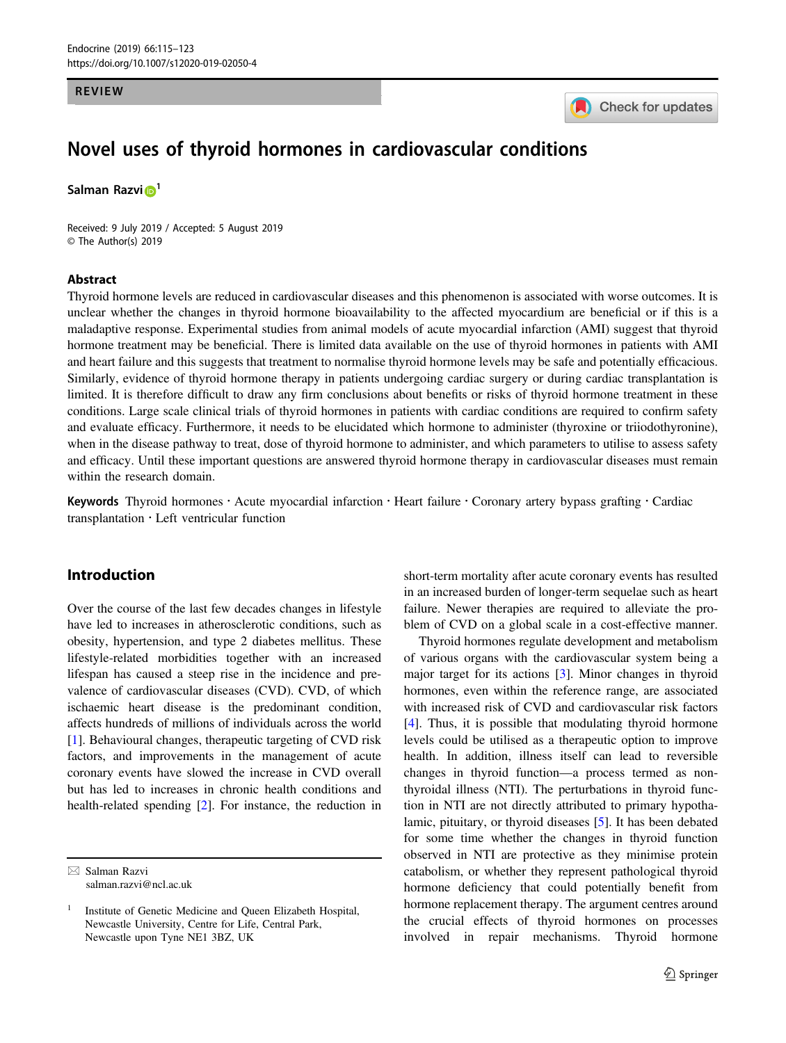REVIEW

# Novel uses of thyroid hormones in cardiovascular conditions

**Salman Razvi** [1]

Received: 9 July 2019 / Accepted: 5 August 2019
© The Author(s) 2019

## Abstract

Thyroid hormone levels are reduced in cardiovascular diseases and this phenomenon is associated with worse outcomes. It is unclear whether the changes in thyroid hormone bioavailability to the affected myocardium are beneficial or if this is a maladaptive response. Experimental studies from animal models of acute myocardial infarction (AMI) suggest that thyroid hormone treatment may be beneficial. There is limited data available on the use of thyroid hormones in patients with AMI and heart failure and this suggests that treatment to normalise thyroid hormone levels may be safe and potentially efficacious. Similarly, evidence of thyroid hormone therapy in patients undergoing cardiac surgery or during cardiac transplantation is limited. It is therefore difficult to draw any firm conclusions about benefits or risks of thyroid hormone treatment in these conditions. Large scale clinical trials of thyroid hormones in patients with cardiac conditions are required to confirm safety and evaluate efficacy. Furthermore, it needs to be elucidated which hormone to administer (thyroxine or triiodothyronine), when in the disease pathway to treat, dose of thyroid hormone to administer, and which parameters to utilise to assess safety and efficacy. Until these important questions are answered thyroid hormone therapy in cardiovascular diseases must remain within the research domain.

**Keywords** Thyroid hormones · Acute myocardial infarction · Heart failure · Coronary artery bypass grafting · Cardiac transplantation · Left ventricular function

## Introduction

Over the course of the last few decades changes in lifestyle have led to increases in atherosclerotic conditions, such as obesity, hypertension, and type 2 diabetes mellitus. These lifestyle-related morbidities together with an increased lifespan has caused a steep rise in the incidence and prevalence of cardiovascular diseases (CVD). CVD, of which ischaemic heart disease is the predominant condition, affects hundreds of millions of individuals across the world [1]. Behavioural changes, therapeutic targeting of CVD risk factors, and improvements in the management of acute coronary events have slowed the increase in CVD overall but has led to increases in chronic health conditions and health-related spending [2]. For instance, the reduction in short-term mortality after acute coronary events has resulted in an increased burden of longer-term sequelae such as heart failure. Newer therapies are required to alleviate the problem of CVD on a global scale in a cost-effective manner.

Thyroid hormones regulate development and metabolism of various organs with the cardiovascular system being a major target for its actions [3]. Minor changes in thyroid hormones, even within the reference range, are associated with increased risk of CVD and cardiovascular risk factors [4]. Thus, it is possible that modulating thyroid hormone levels could be utilised as a therapeutic option to improve health. In addition, illness itself can lead to reversible changes in thyroid function—a process termed as non-thyroidal illness (NTI). The perturbations in thyroid function in NTI are not directly attributed to primary hypothalamic, pituitary, or thyroid diseases [5]. It has been debated for some time whether the changes in thyroid function observed in NTI are protective as they minimise protein catabolism, or whether they represent pathological thyroid hormone deficiency that could potentially benefit from hormone replacement therapy. The argument centres around the crucial effects of thyroid hormones on processes involved in repair mechanisms. Thyroid hormone

---

✉ Salman Razvi
salman.razvi@ncl.ac.uk

[1] Institute of Genetic Medicine and Queen Elizabeth Hospital, Newcastle University, Centre for Life, Central Park, Newcastle upon Tyne NE1 3BZ, UK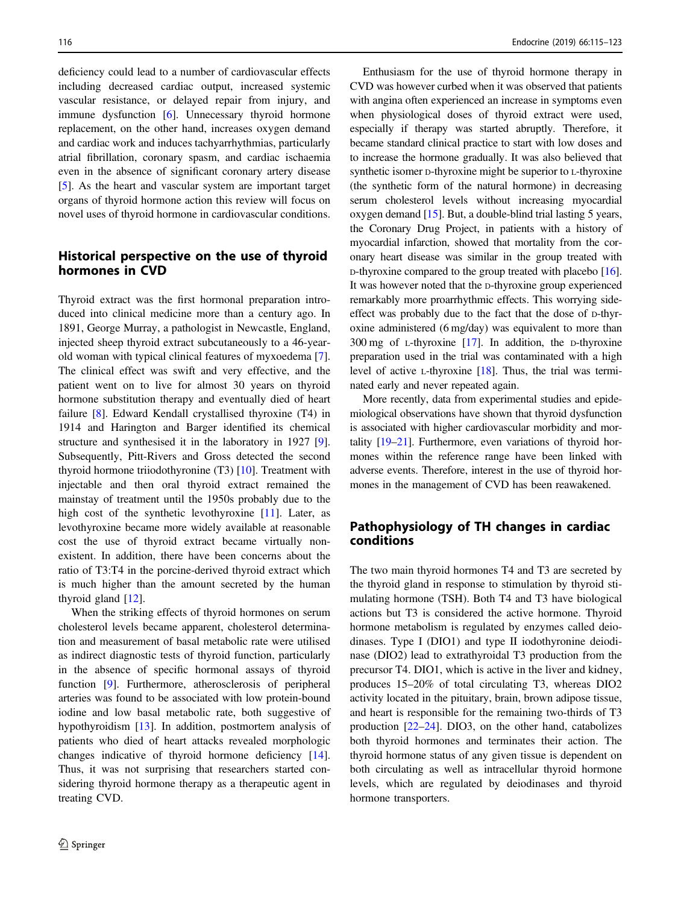deficiency could lead to a number of cardiovascular effects including decreased cardiac output, increased systemic vascular resistance, or delayed repair from injury, and immune dysfunction [6]. Unnecessary thyroid hormone replacement, on the other hand, increases oxygen demand and cardiac work and induces tachyarrhythmias, particularly atrial fibrillation, coronary spasm, and cardiac ischaemia even in the absence of significant coronary artery disease [5]. As the heart and vascular system are important target organs of thyroid hormone action this review will focus on novel uses of thyroid hormone in cardiovascular conditions.

## Historical perspective on the use of thyroid hormones in CVD

Thyroid extract was the first hormonal preparation introduced into clinical medicine more than a century ago. In 1891, George Murray, a pathologist in Newcastle, England, injected sheep thyroid extract subcutaneously to a 46-year-old woman with typical clinical features of myxoedema [7]. The clinical effect was swift and very effective, and the patient went on to live for almost 30 years on thyroid hormone substitution therapy and eventually died of heart failure [8]. Edward Kendall crystallised thyroxine (T4) in 1914 and Harington and Barger identified its chemical structure and synthesised it in the laboratory in 1927 [9]. Subsequently, Pitt-Rivers and Gross detected the second thyroid hormone triiodothyronine (T3) [10]. Treatment with injectable and then oral thyroid extract remained the mainstay of treatment until the 1950s probably due to the high cost of the synthetic levothyroxine [11]. Later, as levothyroxine became more widely available at reasonable cost the use of thyroid extract became virtually non-existent. In addition, there have been concerns about the ratio of T3:T4 in the porcine-derived thyroid extract which is much higher than the amount secreted by the human thyroid gland [12].

When the striking effects of thyroid hormones on serum cholesterol levels became apparent, cholesterol determination and measurement of basal metabolic rate were utilised as indirect diagnostic tests of thyroid function, particularly in the absence of specific hormonal assays of thyroid function [9]. Furthermore, atherosclerosis of peripheral arteries was found to be associated with low protein-bound iodine and low basal metabolic rate, both suggestive of hypothyroidism [13]. In addition, postmortem analysis of patients who died of heart attacks revealed morphologic changes indicative of thyroid hormone deficiency [14]. Thus, it was not surprising that researchers started considering thyroid hormone therapy as a therapeutic agent in treating CVD.

Enthusiasm for the use of thyroid hormone therapy in CVD was however curbed when it was observed that patients with angina often experienced an increase in symptoms even when physiological doses of thyroid extract were used, especially if therapy was started abruptly. Therefore, it became standard clinical practice to start with low doses and to increase the hormone gradually. It was also believed that synthetic isomer D-thyroxine might be superior to L-thyroxine (the synthetic form of the natural hormone) in decreasing serum cholesterol levels without increasing myocardial oxygen demand [15]. But, a double-blind trial lasting 5 years, the Coronary Drug Project, in patients with a history of myocardial infarction, showed that mortality from the coronary heart disease was similar in the group treated with D-thyroxine compared to the group treated with placebo [16]. It was however noted that the D-thyroxine group experienced remarkably more proarrhythmic effects. This worrying side-effect was probably due to the fact that the dose of D-thyroxine administered (6 mg/day) was equivalent to more than 300 mg of L-thyroxine [17]. In addition, the D-thyroxine preparation used in the trial was contaminated with a high level of active L-thyroxine [18]. Thus, the trial was terminated early and never repeated again.

More recently, data from experimental studies and epidemiological observations have shown that thyroid dysfunction is associated with higher cardiovascular morbidity and mortality [19–21]. Furthermore, even variations of thyroid hormones within the reference range have been linked with adverse events. Therefore, interest in the use of thyroid hormones in the management of CVD has been reawakened.

## Pathophysiology of TH changes in cardiac conditions

The two main thyroid hormones T4 and T3 are secreted by the thyroid gland in response to stimulation by thyroid stimulating hormone (TSH). Both T4 and T3 have biological actions but T3 is considered the active hormone. Thyroid hormone metabolism is regulated by enzymes called deiodinases. Type I (DIO1) and type II iodothyronine deiodinase (DIO2) lead to extrathyroidal T3 production from the precursor T4. DIO1, which is active in the liver and kidney, produces 15–20% of total circulating T3, whereas DIO2 activity located in the pituitary, brain, brown adipose tissue, and heart is responsible for the remaining two-thirds of T3 production [22–24]. DIO3, on the other hand, catabolizes both thyroid hormones and terminates their action. The thyroid hormone status of any given tissue is dependent on both circulating as well as intracellular thyroid hormone levels, which are regulated by deiodinases and thyroid hormone transporters.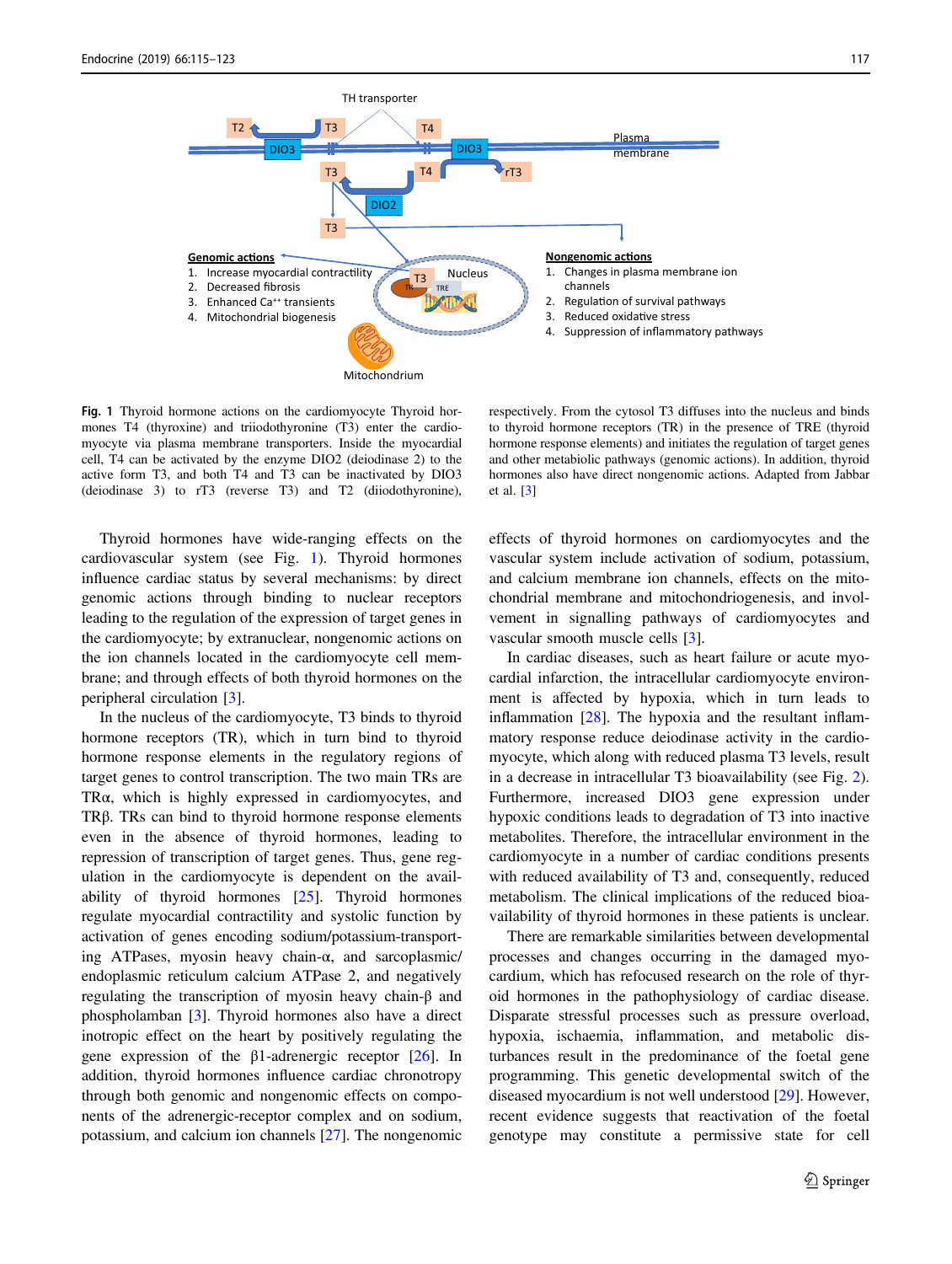**Fig. 1** Thyroid hormone actions on the cardiomyocyte Thyroid hormones T4 (thyroxine) and triiodothyronine (T3) enter the cardiomyocyte via plasma membrane transporters. Inside the myocardial cell, T4 can be activated by the enzyme DIO2 (deiodinase 2) to the active form T3, and both T4 and T3 can be inactivated by DIO3 (deiodinase 3) to rT3 (reverse T3) and T2 (diiodothyronine), respectively. From the cytosol T3 diffuses into the nucleus and binds to thyroid hormone receptors (TR) in the presence of TRE (thyroid hormone response elements) and initiates the regulation of target genes and other metabolic pathways (genomic actions). In addition, thyroid hormones also have direct nongenomic actions. Adapted from Jabbar et al. [3]

Thyroid hormones have wide-ranging effects on the cardiovascular system (see Fig. 1). Thyroid hormones influence cardiac status by several mechanisms: by direct genomic actions through binding to nuclear receptors leading to the regulation of the expression of target genes in the cardiomyocyte; by extranuclear, nongenomic actions on the ion channels located in the cardiomyocyte cell membrane; and through effects of both thyroid hormones on the peripheral circulation [3].

In the nucleus of the cardiomyocyte, T3 binds to thyroid hormone receptors (TR), which in turn bind to thyroid hormone response elements in the regulatory regions of target genes to control transcription. The two main TRs are TRα, which is highly expressed in cardiomyocytes, and TRβ. TRs can bind to thyroid hormone response elements even in the absence of thyroid hormones, leading to repression of transcription of target genes. Thus, gene regulation in the cardiomyocyte is dependent on the availability of thyroid hormones [25]. Thyroid hormones regulate myocardial contractility and systolic function by activation of genes encoding sodium/potassium-transporting ATPases, myosin heavy chain-α, and sarcoplasmic/endoplasmic reticulum calcium ATPase 2, and negatively regulating the transcription of myosin heavy chain-β and phospholamban [3]. Thyroid hormones also have a direct inotropic effect on the heart by positively regulating the gene expression of the β1-adrenergic receptor [26]. In addition, thyroid hormones influence cardiac chronotropy through both genomic and nongenomic effects on components of the adrenergic-receptor complex and on sodium, potassium, and calcium ion channels [27]. The nongenomic effects of thyroid hormones on cardiomyocytes and the vascular system include activation of sodium, potassium, and calcium membrane ion channels, effects on the mitochondrial membrane and mitochondriogenesis, and involvement in signalling pathways of cardiomyocytes and vascular smooth muscle cells [3].

In cardiac diseases, such as heart failure or acute myocardial infarction, the intracellular cardiomyocyte environment is affected by hypoxia, which in turn leads to inflammation [28]. The hypoxia and the resultant inflammatory response reduce deiodinase activity in the cardiomyocyte, which along with reduced plasma T3 levels, result in a decrease in intracellular T3 bioavailability (see Fig. 2). Furthermore, increased DIO3 gene expression under hypoxic conditions leads to degradation of T3 into inactive metabolites. Therefore, the intracellular environment in the cardiomyocyte in a number of cardiac conditions presents with reduced availability of T3 and, consequently, reduced metabolism. The clinical implications of the reduced bioavailability of thyroid hormones in these patients is unclear.

There are remarkable similarities between developmental processes and changes occurring in the damaged myocardium, which has refocused research on the role of thyroid hormones in the pathophysiology of cardiac disease. Disparate stressful processes such as pressure overload, hypoxia, ischaemia, inflammation, and metabolic disturbances result in the predominance of the foetal gene programming. This genetic developmental switch of the diseased myocardium is not well understood [29]. However, recent evidence suggests that reactivation of the foetal genotype may constitute a permissive state for cell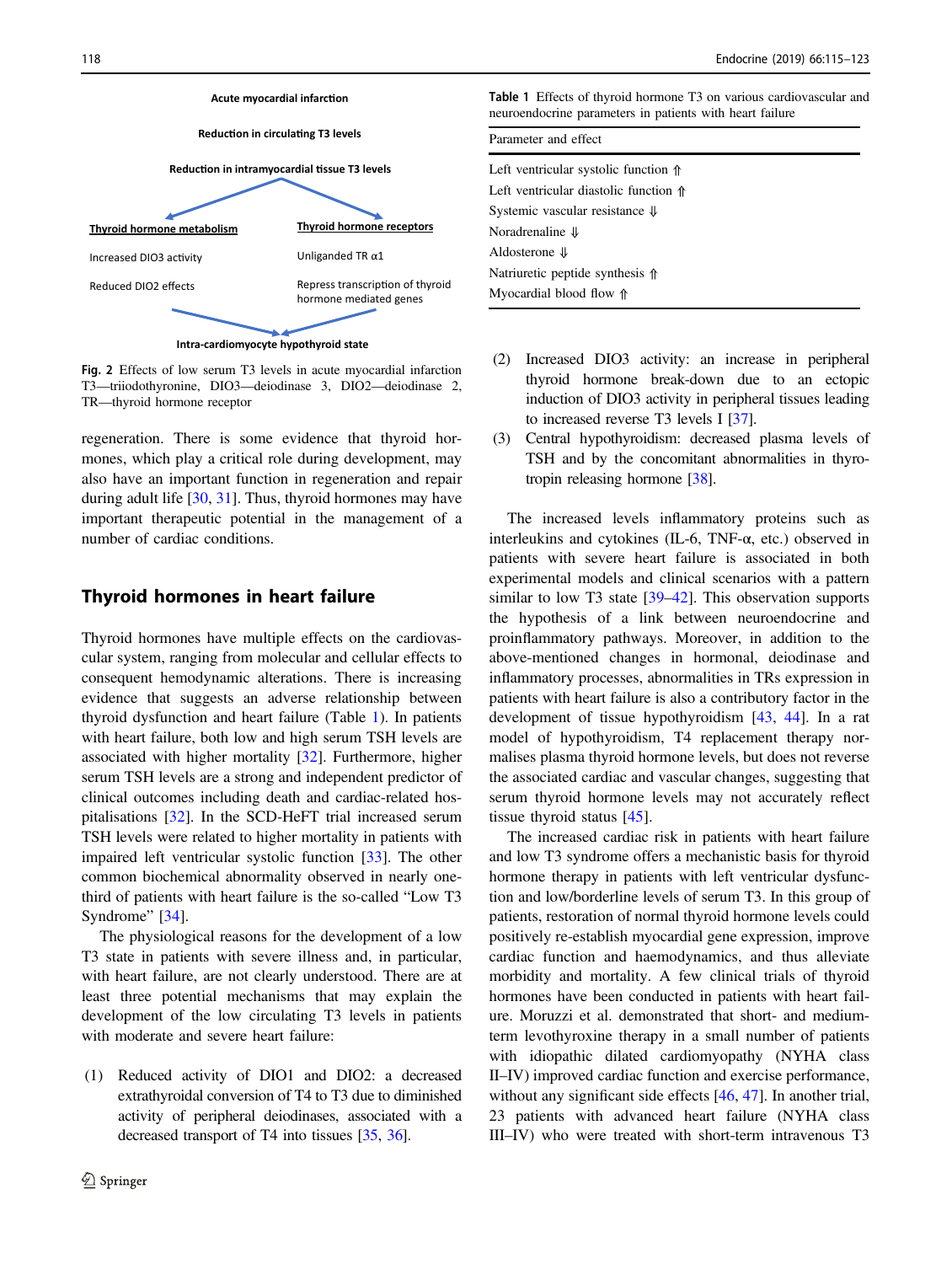Acute myocardial infarction

Reduction in circulating T3 levels

Reduction in intramyocardial tissue T3 levels

Thyroid hormone metabolism

Increased DIO3 activity

Reduced DIO2 effects

Thyroid hormone receptors

Unliganded TR α1

Repress transcription of thyroid hormone mediated genes

Intra-cardiomyocyte hypothyroid state

**Fig. 2** Effects of low serum T3 levels in acute myocardial infarction T3—triiodothyronine, DIO3—deiodinase 3, DIO2—deiodinase 2, TR—thyroid hormone receptor

regeneration. There is some evidence that thyroid hormones, which play a critical role during development, may also have an important function in regeneration and repair during adult life [30, 31]. Thus, thyroid hormones may have important therapeutic potential in the management of a number of cardiac conditions.

## Thyroid hormones in heart failure

Thyroid hormones have multiple effects on the cardiovascular system, ranging from molecular and cellular effects to consequent hemodynamic alterations. There is increasing evidence that suggests an adverse relationship between thyroid dysfunction and heart failure (Table 1). In patients with heart failure, both low and high serum TSH levels are associated with higher mortality [32]. Furthermore, higher serum TSH levels are a strong and independent predictor of clinical outcomes including death and cardiac-related hospitalisations [32]. In the SCD-HeFT trial increased serum TSH levels were related to higher mortality in patients with impaired left ventricular systolic function [33]. The other common biochemical abnormality observed in nearly one-third of patients with heart failure is the so-called "Low T3 Syndrome" [34].

The physiological reasons for the development of a low T3 state in patients with severe illness and, in particular, with heart failure, are not clearly understood. There are at least three potential mechanisms that may explain the development of the low circulating T3 levels in patients with moderate and severe heart failure:

(1) Reduced activity of DIO1 and DIO2: a decreased extrathyroidal conversion of T4 to T3 due to diminished activity of peripheral deiodinases, associated with a decreased transport of T4 into tissues [35, 36].

**Table 1** Effects of thyroid hormone T3 on various cardiovascular and neuroendocrine parameters in patients with heart failure

| Parameter and effect |
|---|
| Left ventricular systolic function ⇑ |
| Left ventricular diastolic function ⇑ |
| Systemic vascular resistance ⇓ |
| Noradrenaline ⇓ |
| Aldosterone ⇓ |
| Natriuretic peptide synthesis ⇑ |
| Myocardial blood flow ⇑ |

(2) Increased DIO3 activity: an increase in peripheral thyroid hormone break-down due to an ectopic induction of DIO3 activity in peripheral tissues leading to increased reverse T3 levels I [37].

(3) Central hypothyroidism: decreased plasma levels of TSH and by the concomitant abnormalities in thyrotropin releasing hormone [38].

The increased levels inflammatory proteins such as interleukins and cytokines (IL-6, TNF-α, etc.) observed in patients with severe heart failure is associated in both experimental models and clinical scenarios with a pattern similar to low T3 state [39–42]. This observation supports the hypothesis of a link between neuroendocrine and proinflammatory pathways. Moreover, in addition to the above-mentioned changes in hormonal, deiodinase and inflammatory processes, abnormalities in TRs expression in patients with heart failure is also a contributory factor in the development of tissue hypothyroidism [43, 44]. In a rat model of hypothyroidism, T4 replacement therapy normalises plasma thyroid hormone levels, but does not reverse the associated cardiac and vascular changes, suggesting that serum thyroid hormone levels may not accurately reflect tissue thyroid status [45].

The increased cardiac risk in patients with heart failure and low T3 syndrome offers a mechanistic basis for thyroid hormone therapy in patients with left ventricular dysfunction and low/borderline levels of serum T3. In this group of patients, restoration of normal thyroid hormone levels could positively re-establish myocardial gene expression, improve cardiac function and haemodynamics, and thus alleviate morbidity and mortality. A few clinical trials of thyroid hormones have been conducted in patients with heart failure. Moruzzi et al. demonstrated that short- and medium-term levothyroxine therapy in a small number of patients with idiopathic dilated cardiomyopathy (NYHA class II–IV) improved cardiac function and exercise performance, without any significant side effects [46, 47]. In another trial, 23 patients with advanced heart failure (NYHA class III–IV) who were treated with short-term intravenous T3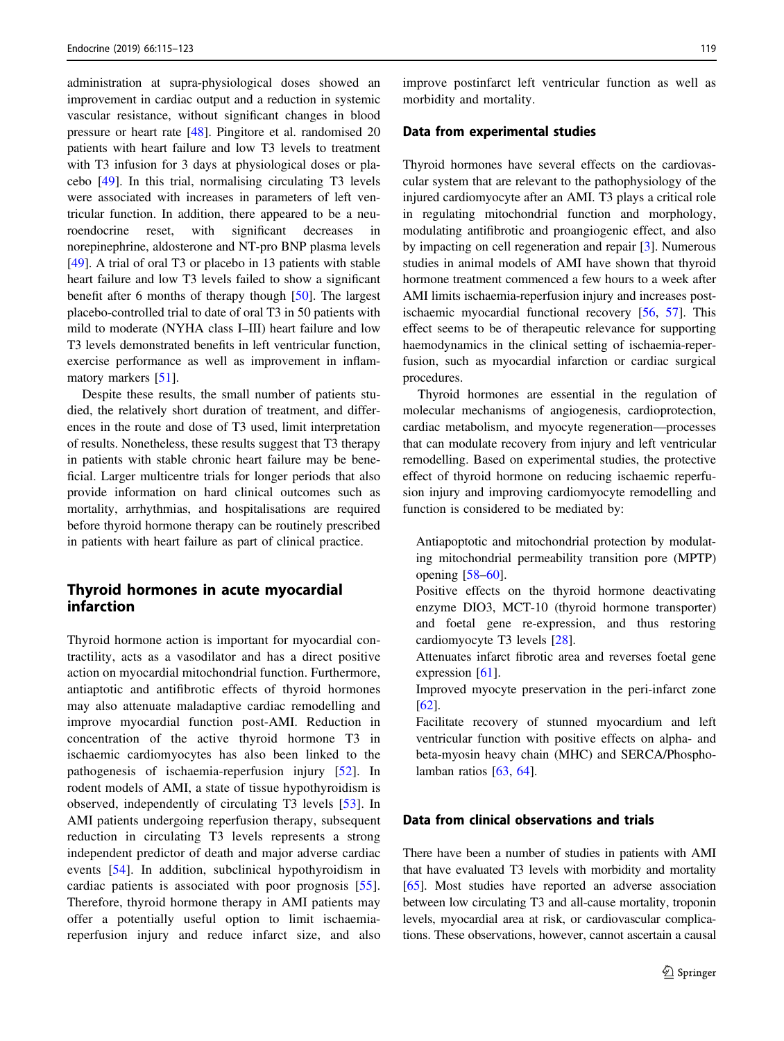administration at supra-physiological doses showed an improvement in cardiac output and a reduction in systemic vascular resistance, without significant changes in blood pressure or heart rate [48]. Pingitore et al. randomised 20 patients with heart failure and low T3 levels to treatment with T3 infusion for 3 days at physiological doses or placebo [49]. In this trial, normalising circulating T3 levels were associated with increases in parameters of left ventricular function. In addition, there appeared to be a neuroendocrine reset, with significant decreases in norepinephrine, aldosterone and NT-pro BNP plasma levels [49]. A trial of oral T3 or placebo in 13 patients with stable heart failure and low T3 levels failed to show a significant benefit after 6 months of therapy though [50]. The largest placebo-controlled trial to date of oral T3 in 50 patients with mild to moderate (NYHA class I–III) heart failure and low T3 levels demonstrated benefits in left ventricular function, exercise performance as well as improvement in inflammatory markers [51].

Despite these results, the small number of patients studied, the relatively short duration of treatment, and differences in the route and dose of T3 used, limit interpretation of results. Nonetheless, these results suggest that T3 therapy in patients with stable chronic heart failure may be beneficial. Larger multicentre trials for longer periods that also provide information on hard clinical outcomes such as mortality, arrhythmias, and hospitalisations are required before thyroid hormone therapy can be routinely prescribed in patients with heart failure as part of clinical practice.

## Thyroid hormones in acute myocardial infarction

Thyroid hormone action is important for myocardial contractility, acts as a vasodilator and has a direct positive action on myocardial mitochondrial function. Furthermore, antiaptotic and antifibrotic effects of thyroid hormones may also attenuate maladaptive cardiac remodelling and improve myocardial function post-AMI. Reduction in concentration of the active thyroid hormone T3 in ischaemic cardiomyocytes has also been linked to the pathogenesis of ischaemia-reperfusion injury [52]. In rodent models of AMI, a state of tissue hypothyroidism is observed, independently of circulating T3 levels [53]. In AMI patients undergoing reperfusion therapy, subsequent reduction in circulating T3 levels represents a strong independent predictor of death and major adverse cardiac events [54]. In addition, subclinical hypothyroidism in cardiac patients is associated with poor prognosis [55]. Therefore, thyroid hormone therapy in AMI patients may offer a potentially useful option to limit ischaemia-reperfusion injury and reduce infarct size, and also improve postinfarct left ventricular function as well as morbidity and mortality.

### Data from experimental studies

Thyroid hormones have several effects on the cardiovascular system that are relevant to the pathophysiology of the injured cardiomyocyte after an AMI. T3 plays a critical role in regulating mitochondrial function and morphology, modulating antifibrotic and proangiogenic effect, and also by impacting on cell regeneration and repair [3]. Numerous studies in animal models of AMI have shown that thyroid hormone treatment commenced a few hours to a week after AMI limits ischaemia-reperfusion injury and increases post-ischaemic myocardial functional recovery [56, 57]. This effect seems to be of therapeutic relevance for supporting haemodynamics in the clinical setting of ischaemia-reperfusion, such as myocardial infarction or cardiac surgical procedures.

Thyroid hormones are essential in the regulation of molecular mechanisms of angiogenesis, cardioprotection, cardiac metabolism, and myocyte regeneration—processes that can modulate recovery from injury and left ventricular remodelling. Based on experimental studies, the protective effect of thyroid hormone on reducing ischaemic reperfusion injury and improving cardiomyocyte remodelling and function is considered to be mediated by:

- Antiapoptotic and mitochondrial protection by modulating mitochondrial permeability transition pore (MPTP) opening [58–60].
- Positive effects on the thyroid hormone deactivating enzyme DIO3, MCT-10 (thyroid hormone transporter) and foetal gene re-expression, and thus restoring cardiomyocyte T3 levels [28].
- Attenuates infarct fibrotic area and reverses foetal gene expression [61].
- Improved myocyte preservation in the peri-infarct zone [62].
- Facilitate recovery of stunned myocardium and left ventricular function with positive effects on alpha- and beta-myosin heavy chain (MHC) and SERCA/Phospholamban ratios [63, 64].

### Data from clinical observations and trials

There have been a number of studies in patients with AMI that have evaluated T3 levels with morbidity and mortality [65]. Most studies have reported an adverse association between low circulating T3 and all-cause mortality, troponin levels, myocardial area at risk, or cardiovascular complications. These observations, however, cannot ascertain a causal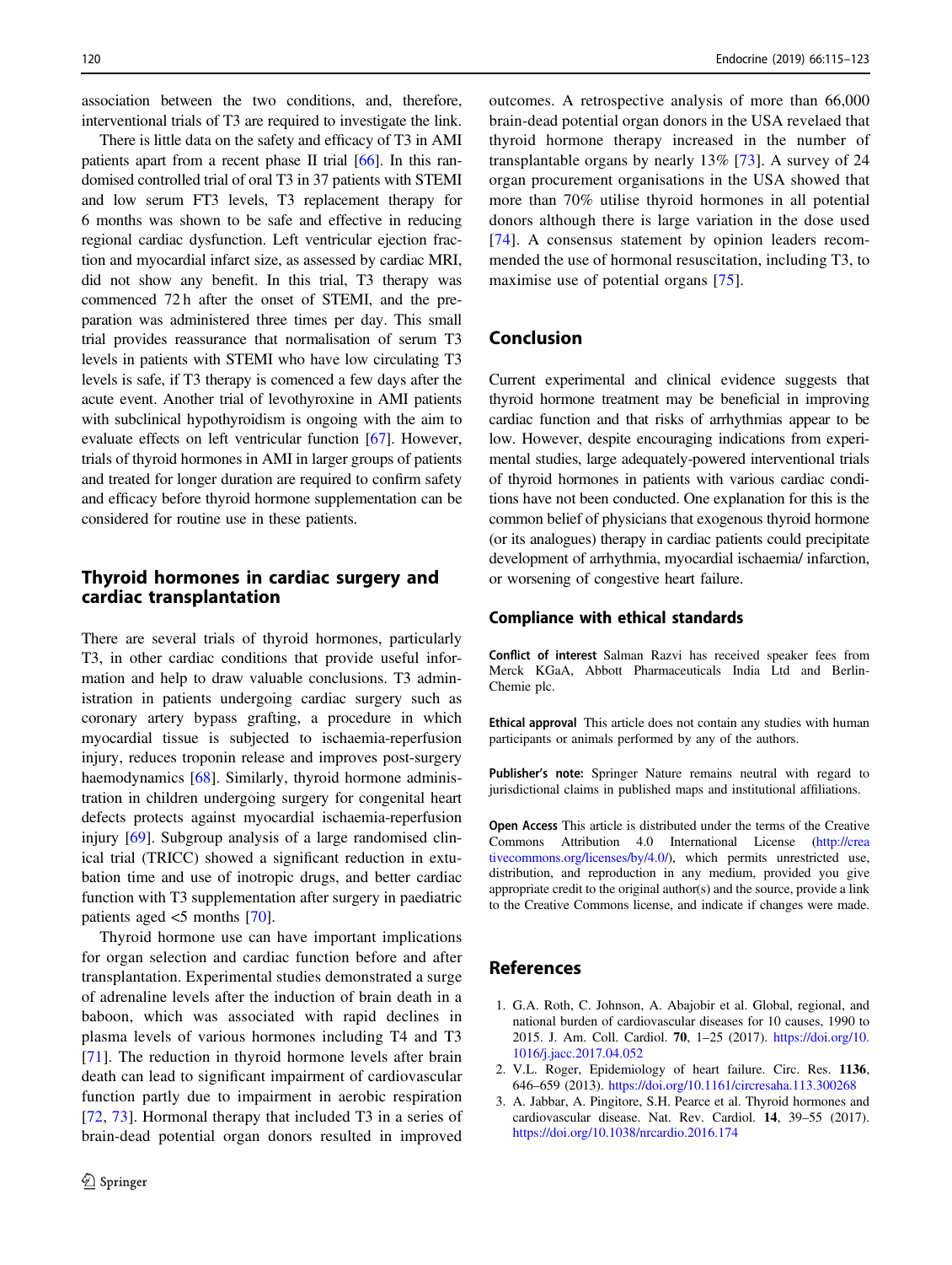association between the two conditions, and, therefore, interventional trials of T3 are required to investigate the link.

There is little data on the safety and efficacy of T3 in AMI patients apart from a recent phase II trial [66]. In this randomised controlled trial of oral T3 in 37 patients with STEMI and low serum FT3 levels, T3 replacement therapy for 6 months was shown to be safe and effective in reducing regional cardiac dysfunction. Left ventricular ejection fraction and myocardial infarct size, as assessed by cardiac MRI, did not show any benefit. In this trial, T3 therapy was commenced 72 h after the onset of STEMI, and the preparation was administered three times per day. This small trial provides reassurance that normalisation of serum T3 levels in patients with STEMI who have low circulating T3 levels is safe, if T3 therapy is comenced a few days after the acute event. Another trial of levothyroxine in AMI patients with subclinical hypothyroidism is ongoing with the aim to evaluate effects on left ventricular function [67]. However, trials of thyroid hormones in AMI in larger groups of patients and treated for longer duration are required to confirm safety and efficacy before thyroid hormone supplementation can be considered for routine use in these patients.

## Thyroid hormones in cardiac surgery and cardiac transplantation

There are several trials of thyroid hormones, particularly T3, in other cardiac conditions that provide useful information and help to draw valuable conclusions. T3 administration in patients undergoing cardiac surgery such as coronary artery bypass grafting, a procedure in which myocardial tissue is subjected to ischaemia-reperfusion injury, reduces troponin release and improves post-surgery haemodynamics [68]. Similarly, thyroid hormone administration in children undergoing surgery for congenital heart defects protects against myocardial ischaemia-reperfusion injury [69]. Subgroup analysis of a large randomised clinical trial (TRICC) showed a significant reduction in extubation time and use of inotropic drugs, and better cardiac function with T3 supplementation after surgery in paediatric patients aged <5 months [70].

Thyroid hormone use can have important implications for organ selection and cardiac function before and after transplantation. Experimental studies demonstrated a surge of adrenaline levels after the induction of brain death in a baboon, which was associated with rapid declines in plasma levels of various hormones including T4 and T3 [71]. The reduction in thyroid hormone levels after brain death can lead to significant impairment of cardiovascular function partly due to impairment in aerobic respiration [72, 73]. Hormonal therapy that included T3 in a series of brain-dead potential organ donors resulted in improved outcomes. A retrospective analysis of more than 66,000 brain-dead potential organ donors in the USA revelaed that thyroid hormone therapy increased in the number of transplantable organs by nearly 13% [73]. A survey of 24 organ procurement organisations in the USA showed that more than 70% utilise thyroid hormones in all potential donors although there is large variation in the dose used [74]. A consensus statement by opinion leaders recommended the use of hormonal resuscitation, including T3, to maximise use of potential organs [75].

## Conclusion

Current experimental and clinical evidence suggests that thyroid hormone treatment may be beneficial in improving cardiac function and that risks of arrhythmias appear to be low. However, despite encouraging indications from experimental studies, large adequately-powered interventional trials of thyroid hormones in patients with various cardiac conditions have not been conducted. One explanation for this is the common belief of physicians that exogenous thyroid hormone (or its analogues) therapy in cardiac patients could precipitate development of arrhythmia, myocardial ischaemia/ infarction, or worsening of congestive heart failure.

### Compliance with ethical standards

**Conflict of interest** Salman Razvi has received speaker fees from Merck KGaA, Abbott Pharmaceuticals India Ltd and Berlin-Chemie plc.

**Ethical approval** This article does not contain any studies with human participants or animals performed by any of the authors.

**Publisher's note:** Springer Nature remains neutral with regard to jurisdictional claims in published maps and institutional affiliations.

**Open Access** This article is distributed under the terms of the Creative Commons Attribution 4.0 International License (http://creativecommons.org/licenses/by/4.0/), which permits unrestricted use, distribution, and reproduction in any medium, provided you give appropriate credit to the original author(s) and the source, provide a link to the Creative Commons license, and indicate if changes were made.

## References

1. G.A. Roth, C. Johnson, A. Abajobir et al. Global, regional, and national burden of cardiovascular diseases for 10 causes, 1990 to 2015. J. Am. Coll. Cardiol. **70**, 1–25 (2017). https://doi.org/10.1016/j.jacc.2017.04.052
2. V.L. Roger, Epidemiology of heart failure. Circ. Res. **1136**, 646–659 (2013). https://doi.org/10.1161/circresaha.113.300268
3. A. Jabbar, A. Pingitore, S.H. Pearce et al. Thyroid hormones and cardiovascular disease. Nat. Rev. Cardiol. **14**, 39–55 (2017). https://doi.org/10.1038/nrcardio.2016.174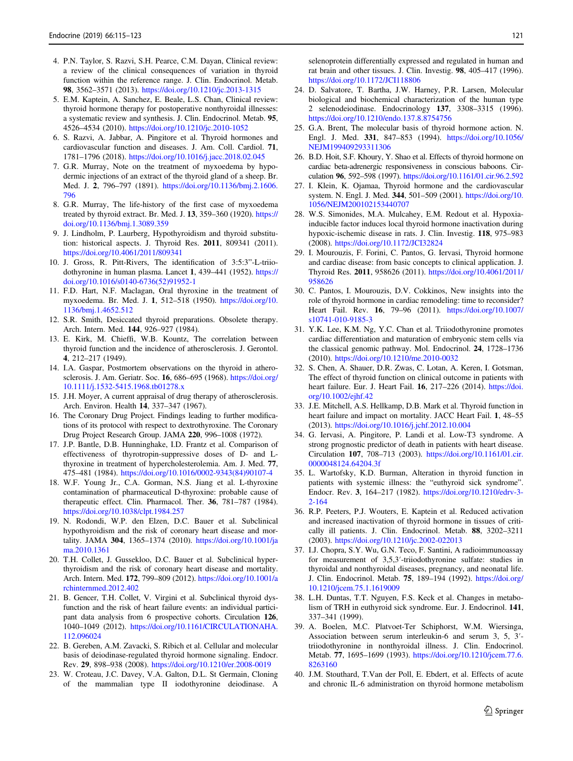4. P.N. Taylor, S. Razvi, S.H. Pearce, C.M. Dayan, Clinical review: a review of the clinical consequences of variation in thyroid function within the reference range. J. Clin. Endocrinol. Metab. **98**, 3562–3571 (2013). https://doi.org/10.1210/jc.2013-1315
5. E.M. Kaptein, A. Sanchez, E. Beale, L.S. Chan, Clinical review: thyroid hormone therapy for postoperative nonthyroidal illnesses: a systematic review and synthesis. J. Clin. Endocrinol. Metab. **95**, 4526–4534 (2010). https://doi.org/10.1210/jc.2010-1052
6. S. Razvi, A. Jabbar, A. Pingitore et al. Thyroid hormones and cardiovascular function and diseases. J. Am. Coll. Cardiol. **71**, 1781–1796 (2018). https://doi.org/10.1016/j.jacc.2018.02.045
7. G.R. Murray, Note on the treatment of myxoedema by hypodermic injections of an extract of the thyroid gland of a sheep. Br. Med. J. **2**, 796–797 (1891). https://doi.org/10.1136/bmj.2.1606.796
8. G.R. Murray, The life-history of the first case of myxoedema treated by thyroid extract. Br. Med. J. **13**, 359–360 (1920). https://doi.org/10.1136/bmj.1.3089.359
9. J. Lindholm, P. Laurberg, Hypothyroidism and thyroid substitution: historical aspects. J. Thyroid Res. **2011**, 809341 (2011). https://doi.org/10.4061/2011/809341
10. J. Gross, R. Pitt-Rivers, The identification of 3:5:3''-L-triiodothyronine in human plasma. Lancet **1**, 439–441 (1952). https://doi.org/10.1016/s0140-6736(52)91952-1
11. F.D. Hart, N.F. Maclagan, Oral thyroxine in the treatment of myxoedema. Br. Med. J. **1**, 512–518 (1950). https://doi.org/10.1136/bmj.1.4652.512
12. S.R. Smith, Desiccated thyroid preparations. Obsolete therapy. Arch. Intern. Med. **144**, 926–927 (1984).
13. E. Kirk, M. Chieffi, W.B. Kountz, The correlation between thyroid function and the incidence of atherosclerosis. J. Gerontol. **4**, 212–217 (1949).
14. I.A. Gaspar, Postmortem observations on the thyroid in atherosclerosis. J. Am. Geriatr. Soc. **16**, 686–695 (1968). https://doi.org/10.1111/j.1532-5415.1968.tb01278.x
15. J.H. Moyer, A current appraisal of drug therapy of atherosclerosis. Arch. Environ. Health **14**, 337–347 (1967).
16. The Coronary Drug Project. Findings leading to further modifications of its protocol with respect to dextrothyroxine. The Coronary Drug Project Research Group. JAMA **220**, 996–1008 (1972).
17. J.P. Bantle, D.B. Hunninghake, I.D. Frantz et al. Comparison of effectiveness of thyrotropin-suppressive doses of D- and L-thyroxine in treatment of hypercholesterolemia. Am. J. Med. **77**, 475–481 (1984). https://doi.org/10.1016/0002-9343(84)90107-4
18. W.F. Young Jr., C.A. Gorman, N.S. Jiang et al. L-thyroxine contamination of pharmaceutical D-thyroxine: probable cause of therapeutic effect. Clin. Pharmacol. Ther. **36**, 781–787 (1984). https://doi.org/10.1038/clpt.1984.257
19. N. Rodondi, W.P. den Elzen, D.C. Bauer et al. Subclinical hypothyroidism and the risk of coronary heart disease and mortality. JAMA **304**, 1365–1374 (2010). https://doi.org/10.1001/jama.2010.1361
20. T.H. Collet, J. Gussekloo, D.C. Bauer et al. Subclinical hyperthyroidism and the risk of coronary heart disease and mortality. Arch. Intern. Med. **172**, 799–809 (2012). https://doi.org/10.1001/archinternmed.2012.402
21. B. Gencer, T.H. Collet, V. Virgini et al. Subclinical thyroid dysfunction and the risk of heart failure events: an individual participant data analysis from 6 prospective cohorts. Circulation **126**, 1040–1049 (2012). https://doi.org/10.1161/CIRCULATIONAHA.112.096024
22. B. Gereben, A.M. Zavacki, S. Ribich et al. Cellular and molecular basis of deiodinase-regulated thyroid hormone signaling. Endocr. Rev. **29**, 898–938 (2008). https://doi.org/10.1210/er.2008-0019
23. W. Croteau, J.C. Davey, V.A. Galton, D.L. St Germain, Cloning of the mammalian type II iodothyronine deiodinase. A selenoprotein differentially expressed and regulated in human and rat brain and other tissues. J. Clin. Investig. **98**, 405–417 (1996). https://doi.org/10.1172/JCI118806
24. D. Salvatore, T. Bartha, J.W. Harney, P.R. Larsen, Molecular biological and biochemical characterization of the human type 2 selenodeiodinase. Endocrinology **137**, 3308–3315 (1996). https://doi.org/10.1210/endo.137.8.8754756
25. G.A. Brent, The molecular basis of thyroid hormone action. N. Engl. J. Med. **331**, 847–853 (1994). https://doi.org/10.1056/NEJM199409293311306
26. B.D. Hoit, S.F. Khoury, Y. Shao et al. Effects of thyroid hormone on cardiac beta-adrenergic responsiveness in conscious baboons. Circulation **96**, 592–598 (1997). https://doi.org/10.1161/01.cir.96.2.592
27. I. Klein, K. Ojamaa, Thyroid hormone and the cardiovascular system. N. Engl. J. Med. **344**, 501–509 (2001). https://doi.org/10.1056/NEJM200102153440707
28. W.S. Simonides, M.A. Mulcahey, E.M. Redout et al. Hypoxia-inducible factor induces local thyroid hormone inactivation during hypoxic-ischemic disease in rats. J. Clin. Investig. **118**, 975–983 (2008). https://doi.org/10.1172/JCI32824
29. I. Mourouzis, F. Forini, C. Pantos, G. Iervasi, Thyroid hormone and cardiac disease: from basic concepts to clinical application. J. Thyroid Res. **2011**, 958626 (2011). https://doi.org/10.4061/2011/958626
30. C. Pantos, I. Mourouzis, D.V. Cokkinos, New insights into the role of thyroid hormone in cardiac remodeling: time to reconsider? Heart Fail. Rev. **16**, 79–96 (2011). https://doi.org/10.1007/s10741-010-9185-3
31. Y.K. Lee, K.M. Ng, Y.C. Chan et al. Triiodothyronine promotes cardiac differentiation and maturation of embryonic stem cells via the classical genomic pathway. Mol. Endocrinol. **24**, 1728–1736 (2010). https://doi.org/10.1210/me.2010-0032
32. S. Chen, A. Shauer, D.R. Zwas, C. Lotan, A. Keren, I. Gotsman, The effect of thyroid function on clinical outcome in patients with heart failure. Eur. J. Heart Fail. **16**, 217–226 (2014). https://doi.org/10.1002/ejhf.42
33. J.E. Mitchell, A.S. Hellkamp, D.B. Mark et al. Thyroid function in heart failure and impact on mortality. JACC Heart Fail. **1**, 48–55 (2013). https://doi.org/10.1016/j.jchf.2012.10.004
34. G. Iervasi, A. Pingitore, P. Landi et al. Low-T3 syndrome. A strong prognostic predictor of death in patients with heart disease. Circulation **107**, 708–713 (2003). https://doi.org/10.1161/01.cir.0000048124.64204.3f
35. L. Wartofsky, K.D. Burman, Alteration in thyroid function in patients with systemic illness: the "euthyroid sick syndrome". Endocr. Rev. **3**, 164–217 (1982). https://doi.org/10.1210/edrv-3-2-164
36. R.P. Peeters, P.J. Wouters, E. Kaptein et al. Reduced activation and increased inactivation of thyroid hormone in tissues of critically ill patients. J. Clin. Endocrinol. Metab. **88**, 3202–3211 (2003). https://doi.org/10.1210/jc.2002-022013
37. I.J. Chopra, S.Y. Wu, G.N. Teco, F. Santini, A radioimmunoassay for measurement of 3,5,3′-triiodothyronine sulfate: studies in thyroidal and nonthyroidal diseases, pregnancy, and neonatal life. J. Clin. Endocrinol. Metab. **75**, 189–194 (1992). https://doi.org/10.1210/jcem.75.1.1619009
38. L.H. Duntas, T.T. Nguyen, F.S. Keck et al. Changes in metabolism of TRH in euthyroid sick syndrome. Eur. J. Endocrinol. **141**, 337–341 (1999).
39. A. Boelen, M.C. Platvoet-Ter Schiphorst, W.M. Wiersinga, Association between serum interleukin-6 and serum 3, 5, 3′-triiodothyronine in nonthyroidal illness. J. Clin. Endocrinol. Metab. **77**, 1695–1699 (1993). https://doi.org/10.1210/jcem.77.6.8263160
40. J.M. Stouthard, T.Van der Poll, E. Ebdert, et al. Effects of acute and chronic IL-6 administration on thyroid hormone metabolism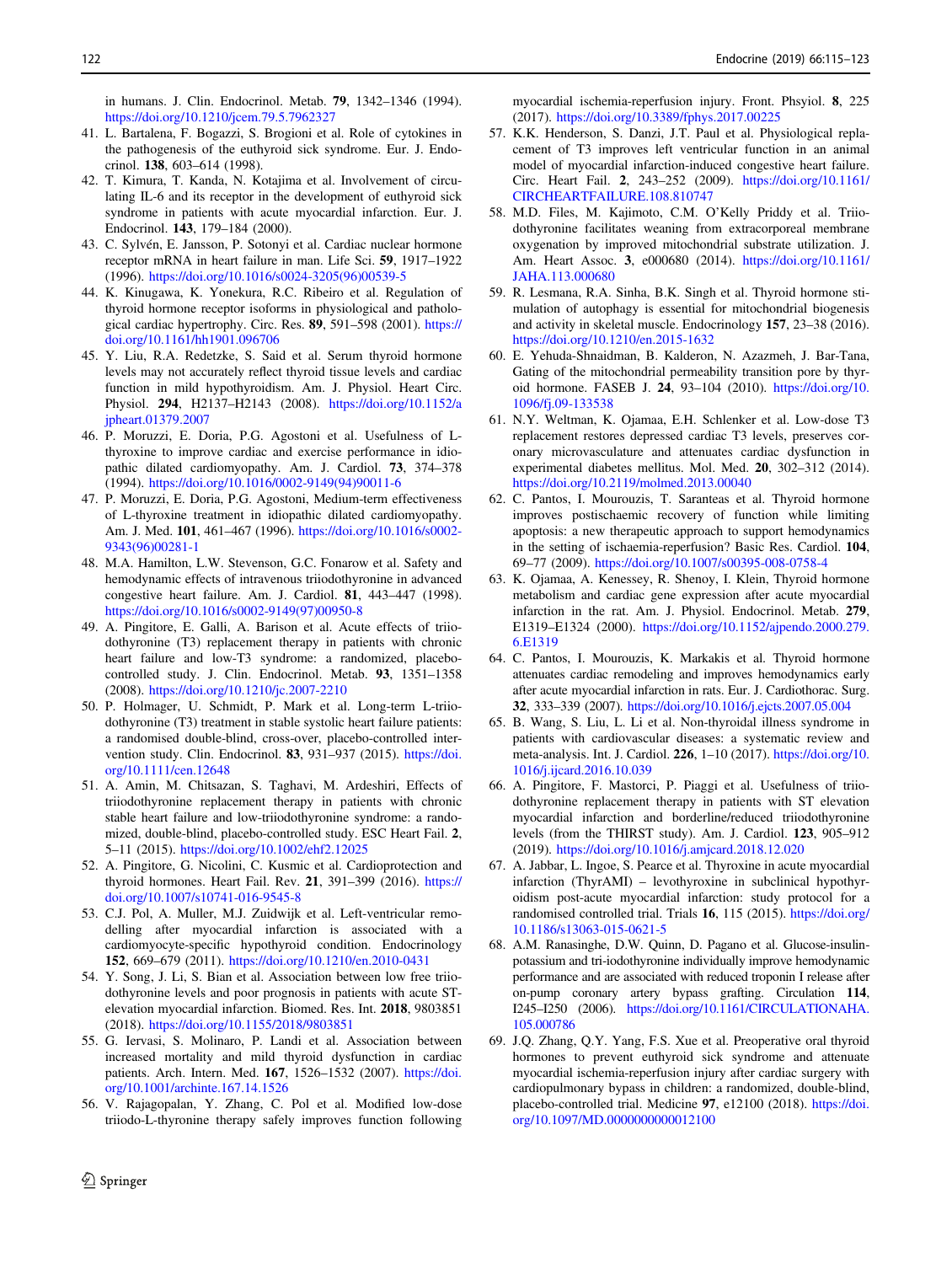in humans. J. Clin. Endocrinol. Metab. **79**, 1342–1346 (1994). https://doi.org/10.1210/jcem.79.5.7962327

41. L. Bartalena, F. Bogazzi, S. Brogioni et al. Role of cytokines in the pathogenesis of the euthyroid sick syndrome. Eur. J. Endocrinol. **138**, 603–614 (1998).
42. T. Kimura, T. Kanda, N. Kotajima et al. Involvement of circulating IL-6 and its receptor in the development of euthyroid sick syndrome in patients with acute myocardial infarction. Eur. J. Endocrinol. **143**, 179–184 (2000).
43. C. Sylvén, E. Jansson, P. Sotonyi et al. Cardiac nuclear hormone receptor mRNA in heart failure in man. Life Sci. **59**, 1917–1922 (1996). https://doi.org/10.1016/s0024-3205(96)00539-5
44. K. Kinugawa, K. Yonekura, R.C. Ribeiro et al. Regulation of thyroid hormone receptor isoforms in physiological and pathological cardiac hypertrophy. Circ. Res. **89**, 591–598 (2001). https://doi.org/10.1161/hh1901.096706
45. Y. Liu, R.A. Redetzke, S. Said et al. Serum thyroid hormone levels may not accurately reflect thyroid tissue levels and cardiac function in mild hypothyroidism. Am. J. Physiol. Heart Circ. Physiol. **294**, H2137–H2143 (2008). https://doi.org/10.1152/ajpheart.01379.2007
46. P. Moruzzi, E. Doria, P.G. Agostoni et al. Usefulness of L-thyroxine to improve cardiac and exercise performance in idiopathic dilated cardiomyopathy. Am. J. Cardiol. **73**, 374–378 (1994). https://doi.org/10.1016/0002-9149(94)90011-6
47. P. Moruzzi, E. Doria, P.G. Agostoni, Medium-term effectiveness of L-thyroxine treatment in idiopathic dilated cardiomyopathy. Am. J. Med. **101**, 461–467 (1996). https://doi.org/10.1016/s0002-9343(96)00281-1
48. M.A. Hamilton, L.W. Stevenson, G.C. Fonarow et al. Safety and hemodynamic effects of intravenous triiodothyronine in advanced congestive heart failure. Am. J. Cardiol. **81**, 443–447 (1998). https://doi.org/10.1016/s0002-9149(97)00950-8
49. A. Pingitore, E. Galli, A. Barison et al. Acute effects of triiodothyronine (T3) replacement therapy in patients with chronic heart failure and low-T3 syndrome: a randomized, placebo-controlled study. J. Clin. Endocrinol. Metab. **93**, 1351–1358 (2008). https://doi.org/10.1210/jc.2007-2210
50. P. Holmager, U. Schmidt, P. Mark et al. Long-term L-triiodothyronine (T3) treatment in stable systolic heart failure patients: a randomised double-blind, cross-over, placebo-controlled intervention study. Clin. Endocrinol. **83**, 931–937 (2015). https://doi.org/10.1111/cen.12648
51. A. Amin, M. Chitsazan, S. Taghavi, M. Ardeshiri, Effects of triiodothyronine replacement therapy in patients with chronic stable heart failure and low-triiodothyronine syndrome: a randomized, double-blind, placebo-controlled study. ESC Heart Fail. **2**, 5–11 (2015). https://doi.org/10.1002/ehf2.12025
52. A. Pingitore, G. Nicolini, C. Kusmic et al. Cardioprotection and thyroid hormones. Heart Fail. Rev. **21**, 391–399 (2016). https://doi.org/10.1007/s10741-016-9545-8
53. C.J. Pol, A. Muller, M.J. Zuidwijk et al. Left-ventricular remodelling after myocardial infarction is associated with a cardiomyocyte-specific hypothyroid condition. Endocrinology **152**, 669–679 (2011). https://doi.org/10.1210/en.2010-0431
54. Y. Song, J. Li, S. Bian et al. Association between low free triiodothyronine levels and poor prognosis in patients with acute ST-elevation myocardial infarction. Biomed. Res. Int. **2018**, 9803851 (2018). https://doi.org/10.1155/2018/9803851
55. G. Iervasi, S. Molinaro, P. Landi et al. Association between increased mortality and mild thyroid dysfunction in cardiac patients. Arch. Intern. Med. **167**, 1526–1532 (2007). https://doi.org/10.1001/archinte.167.14.1526
56. V. Rajagopalan, Y. Zhang, C. Pol et al. Modified low-dose triiodo-L-thyronine therapy safely improves function following myocardial ischemia-reperfusion injury. Front. Physiol. **8**, 225 (2017). https://doi.org/10.3389/fphys.2017.00225
57. K.K. Henderson, S. Danzi, J.T. Paul et al. Physiological replacement of T3 improves left ventricular function in an animal model of myocardial infarction-induced congestive heart failure. Circ. Heart Fail. **2**, 243–252 (2009). https://doi.org/10.1161/CIRCHEARTFAILURE.108.810747
58. M.D. Files, M. Kajimoto, C.M. O'Kelly Priddy et al. Triiodothyronine facilitates weaning from extracorporeal membrane oxygenation by improved mitochondrial substrate utilization. J. Am. Heart Assoc. **3**, e000680 (2014). https://doi.org/10.1161/JAHA.113.000680
59. R. Lesmana, R.A. Sinha, B.K. Singh et al. Thyroid hormone stimulation of autophagy is essential for mitochondrial biogenesis and activity in skeletal muscle. Endocrinology **157**, 23–38 (2016). https://doi.org/10.1210/en.2015-1632
60. E. Yehuda-Shnaidman, B. Kalderon, N. Azazmeh, J. Bar-Tana, Gating of the mitochondrial permeability transition pore by thyroid hormone. FASEB J. **24**, 93–104 (2010). https://doi.org/10.1096/fj.09-133538
61. N.Y. Weltman, K. Ojamaa, E.H. Schlenker et al. Low-dose T3 replacement restores depressed cardiac T3 levels, preserves coronary microvasculature and attenuates cardiac dysfunction in experimental diabetes mellitus. Mol. Med. **20**, 302–312 (2014). https://doi.org/10.2119/molmed.2013.00040
62. C. Pantos, I. Mourouzis, T. Saranteas et al. Thyroid hormone improves postischaemic recovery of function while limiting apoptosis: a new therapeutic approach to support hemodynamics in the setting of ischaemia-reperfusion? Basic Res. Cardiol. **104**, 69–77 (2009). https://doi.org/10.1007/s00395-008-0758-4
63. K. Ojamaa, A. Kenessey, R. Shenoy, I. Klein, Thyroid hormone metabolism and cardiac gene expression after acute myocardial infarction in the rat. Am. J. Physiol. Endocrinol. Metab. **279**, E1319–E1324 (2000). https://doi.org/10.1152/ajpendo.2000.279.6.E1319
64. C. Pantos, I. Mourouzis, K. Markakis et al. Thyroid hormone attenuates cardiac remodeling and improves hemodynamics early after acute myocardial infarction in rats. Eur. J. Cardiothorac. Surg. **32**, 333–339 (2007). https://doi.org/10.1016/j.ejcts.2007.05.004
65. B. Wang, S. Liu, L. Li et al. Non-thyroidal illness syndrome in patients with cardiovascular diseases: a systematic review and meta-analysis. Int. J. Cardiol. **226**, 1–10 (2017). https://doi.org/10.1016/j.ijcard.2016.10.039
66. A. Pingitore, F. Mastorci, P. Piaggi et al. Usefulness of triiodothyronine replacement therapy in patients with ST elevation myocardial infarction and borderline/reduced triiodothyronine levels (from the THIRST study). Am. J. Cardiol. **123**, 905–912 (2019). https://doi.org/10.1016/j.amjcard.2018.12.020
67. A. Jabbar, L. Ingoe, S. Pearce et al. Thyroxine in acute myocardial infarction (ThyrAMI) – levothyroxine in subclinical hypothyroidism post-acute myocardial infarction: study protocol for a randomised controlled trial. Trials **16**, 115 (2015). https://doi.org/10.1186/s13063-015-0621-5
68. A.M. Ranasinghe, D.W. Quinn, D. Pagano et al. Glucose-insulin-potassium and tri-iodothyronine individually improve hemodynamic performance and are associated with reduced troponin I release after on-pump coronary artery bypass grafting. Circulation **114**, I245–I250 (2006). https://doi.org/10.1161/CIRCULATIONAHA.105.000786
69. J.Q. Zhang, Q.Y. Yang, F.S. Xue et al. Preoperative oral thyroid hormones to prevent euthyroid sick syndrome and attenuate myocardial ischemia-reperfusion injury after cardiac surgery with cardiopulmonary bypass in children: a randomized, double-blind, placebo-controlled trial. Medicine **97**, e12100 (2018). https://doi.org/10.1097/MD.0000000000012100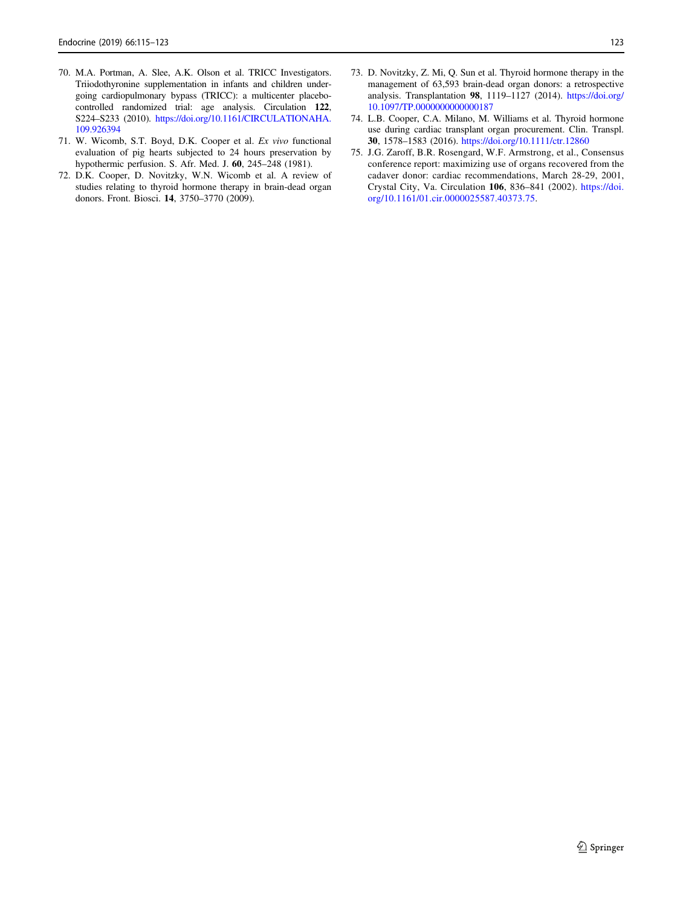70. M.A. Portman, A. Slee, A.K. Olson et al. TRICC Investigators. Triiodothyronine supplementation in infants and children undergoing cardiopulmonary bypass (TRICC): a multicenter placebo-controlled randomized trial: age analysis. Circulation **122**, S224–S233 (2010). https://doi.org/10.1161/CIRCULATIONAHA.109.926394
71. W. Wicomb, S.T. Boyd, D.K. Cooper et al. *Ex vivo* functional evaluation of pig hearts subjected to 24 hours preservation by hypothermic perfusion. S. Afr. Med. J. **60**, 245–248 (1981).
72. D.K. Cooper, D. Novitzky, W.N. Wicomb et al. A review of studies relating to thyroid hormone therapy in brain-dead organ donors. Front. Biosci. **14**, 3750–3770 (2009).
73. D. Novitzky, Z. Mi, Q. Sun et al. Thyroid hormone therapy in the management of 63,593 brain-dead organ donors: a retrospective analysis. Transplantation **98**, 1119–1127 (2014). https://doi.org/10.1097/TP.0000000000000187
74. L.B. Cooper, C.A. Milano, M. Williams et al. Thyroid hormone use during cardiac transplant organ procurement. Clin. Transpl. **30**, 1578–1583 (2016). https://doi.org/10.1111/ctr.12860
75. J.G. Zaroff, B.R. Rosengard, W.F. Armstrong, et al., Consensus conference report: maximizing use of organs recovered from the cadaver donor: cardiac recommendations, March 28-29, 2001, Crystal City, Va. Circulation **106**, 836–841 (2002). https://doi.org/10.1161/01.cir.0000025587.40373.75.